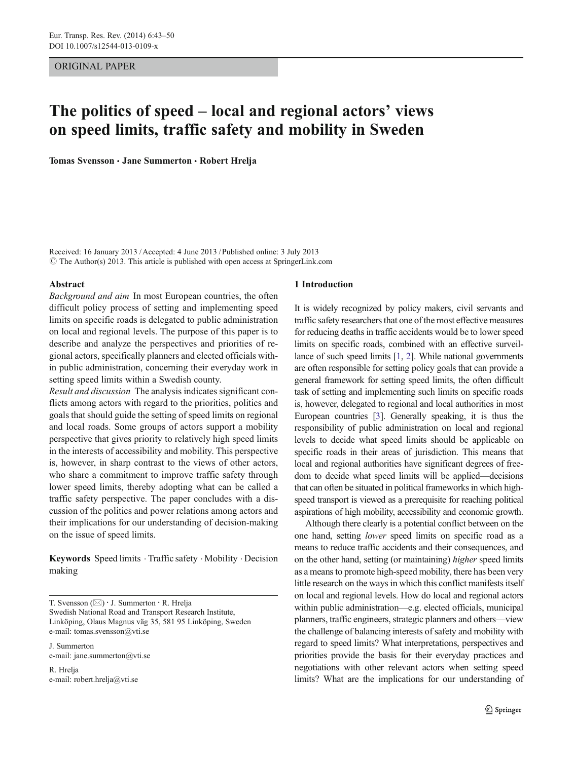ORIGINAL PAPER

# The politics of speed – local and regional actors' views on speed limits, traffic safety and mobility in Sweden

**Tomas Svensson · Jane Summerton · Robert Hrelja**

Received: 16 January 2013 / Accepted: 4 June 2013 / Published online: 3 July 2013
© The Author(s) 2013. This article is published with open access at SpringerLink.com

**Abstract**

*Background and aim* In most European countries, the often difficult policy process of setting and implementing speed limits on specific roads is delegated to public administration on local and regional levels. The purpose of this paper is to describe and analyze the perspectives and priorities of regional actors, specifically planners and elected officials within public administration, concerning their everyday work in setting speed limits within a Swedish county.

*Result and discussion* The analysis indicates significant conflicts among actors with regard to the priorities, politics and goals that should guide the setting of speed limits on regional and local roads. Some groups of actors support a mobility perspective that gives priority to relatively high speed limits in the interests of accessibility and mobility. This perspective is, however, in sharp contrast to the views of other actors, who share a commitment to improve traffic safety through lower speed limits, thereby adopting what can be called a traffic safety perspective. The paper concludes with a discussion of the politics and power relations among actors and their implications for our understanding of decision-making on the issue of speed limits.

**Keywords** Speed limits · Traffic safety · Mobility · Decision making

T. Svensson (✉) · J. Summerton · R. Hrelja
Swedish National Road and Transport Research Institute, Linköping, Olaus Magnus väg 35, 581 95 Linköping, Sweden
e-mail: tomas.svensson@vti.se

J. Summerton
e-mail: jane.summerton@vti.se

R. Hrelja
e-mail: robert.hrelja@vti.se

## 1 Introduction

It is widely recognized by policy makers, civil servants and traffic safety researchers that one of the most effective measures for reducing deaths in traffic accidents would be to lower speed limits on specific roads, combined with an effective surveillance of such speed limits [1, 2]. While national governments are often responsible for setting policy goals that can provide a general framework for setting speed limits, the often difficult task of setting and implementing such limits on specific roads is, however, delegated to regional and local authorities in most European countries [3]. Generally speaking, it is thus the responsibility of public administration on local and regional levels to decide what speed limits should be applicable on specific roads in their areas of jurisdiction. This means that local and regional authorities have significant degrees of freedom to decide what speed limits will be applied—decisions that can often be situated in political frameworks in which high-speed transport is viewed as a prerequisite for reaching political aspirations of high mobility, accessibility and economic growth.

Although there clearly is a potential conflict between on the one hand, setting *lower* speed limits on specific road as a means to reduce traffic accidents and their consequences, and on the other hand, setting (or maintaining) *higher* speed limits as a means to promote high-speed mobility, there has been very little research on the ways in which this conflict manifests itself on local and regional levels. How do local and regional actors within public administration—e.g. elected officials, municipal planners, traffic engineers, strategic planners and others—view the challenge of balancing interests of safety and mobility with regard to speed limits? What interpretations, perspectives and priorities provide the basis for their everyday practices and negotiations with other relevant actors when setting speed limits? What are the implications for our understanding of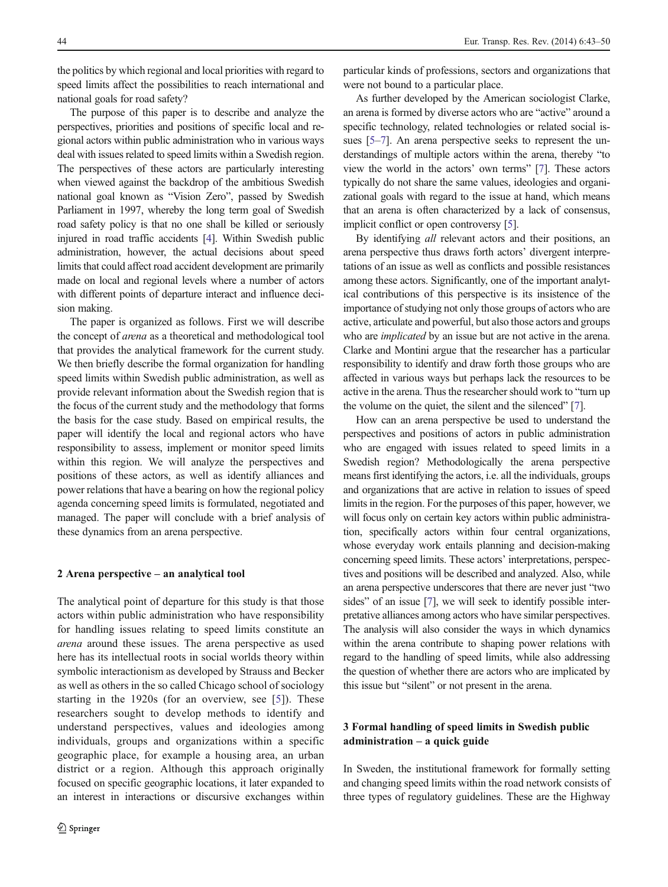the politics by which regional and local priorities with regard to speed limits affect the possibilities to reach international and national goals for road safety?

The purpose of this paper is to describe and analyze the perspectives, priorities and positions of specific local and regional actors within public administration who in various ways deal with issues related to speed limits within a Swedish region. The perspectives of these actors are particularly interesting when viewed against the backdrop of the ambitious Swedish national goal known as "Vision Zero", passed by Swedish Parliament in 1997, whereby the long term goal of Swedish road safety policy is that no one shall be killed or seriously injured in road traffic accidents [4]. Within Swedish public administration, however, the actual decisions about speed limits that could affect road accident development are primarily made on local and regional levels where a number of actors with different points of departure interact and influence decision making.

The paper is organized as follows. First we will describe the concept of *arena* as a theoretical and methodological tool that provides the analytical framework for the current study. We then briefly describe the formal organization for handling speed limits within Swedish public administration, as well as provide relevant information about the Swedish region that is the focus of the current study and the methodology that forms the basis for the case study. Based on empirical results, the paper will identify the local and regional actors who have responsibility to assess, implement or monitor speed limits within this region. We will analyze the perspectives and positions of these actors, as well as identify alliances and power relations that have a bearing on how the regional policy agenda concerning speed limits is formulated, negotiated and managed. The paper will conclude with a brief analysis of these dynamics from an arena perspective.

## 2 Arena perspective – an analytical tool

The analytical point of departure for this study is that those actors within public administration who have responsibility for handling issues relating to speed limits constitute an *arena* around these issues. The arena perspective as used here has its intellectual roots in social worlds theory within symbolic interactionism as developed by Strauss and Becker as well as others in the so called Chicago school of sociology starting in the 1920s (for an overview, see [5]). These researchers sought to develop methods to identify and understand perspectives, values and ideologies among individuals, groups and organizations within a specific geographic place, for example a housing area, an urban district or a region. Although this approach originally focused on specific geographic locations, it later expanded to an interest in interactions or discursive exchanges within particular kinds of professions, sectors and organizations that were not bound to a particular place.

As further developed by the American sociologist Clarke, an arena is formed by diverse actors who are "active" around a specific technology, related technologies or related social issues [5–7]. An arena perspective seeks to represent the understandings of multiple actors within the arena, thereby "to view the world in the actors' own terms" [7]. These actors typically do not share the same values, ideologies and organizational goals with regard to the issue at hand, which means that an arena is often characterized by a lack of consensus, implicit conflict or open controversy [5].

By identifying *all* relevant actors and their positions, an arena perspective thus draws forth actors' divergent interpretations of an issue as well as conflicts and possible resistances among these actors. Significantly, one of the important analytical contributions of this perspective is its insistence of the importance of studying not only those groups of actors who are active, articulate and powerful, but also those actors and groups who are *implicated* by an issue but are not active in the arena. Clarke and Montini argue that the researcher has a particular responsibility to identify and draw forth those groups who are affected in various ways but perhaps lack the resources to be active in the arena. Thus the researcher should work to "turn up the volume on the quiet, the silent and the silenced" [7].

How can an arena perspective be used to understand the perspectives and positions of actors in public administration who are engaged with issues related to speed limits in a Swedish region? Methodologically the arena perspective means first identifying the actors, i.e. all the individuals, groups and organizations that are active in relation to issues of speed limits in the region. For the purposes of this paper, however, we will focus only on certain key actors within public administration, specifically actors within four central organizations, whose everyday work entails planning and decision-making concerning speed limits. These actors' interpretations, perspectives and positions will be described and analyzed. Also, while an arena perspective underscores that there are never just "two sides" of an issue [7], we will seek to identify possible interpretative alliances among actors who have similar perspectives. The analysis will also consider the ways in which dynamics within the arena contribute to shaping power relations with regard to the handling of speed limits, while also addressing the question of whether there are actors who are implicated by this issue but "silent" or not present in the arena.

## 3 Formal handling of speed limits in Swedish public administration – a quick guide

In Sweden, the institutional framework for formally setting and changing speed limits within the road network consists of three types of regulatory guidelines. These are the Highway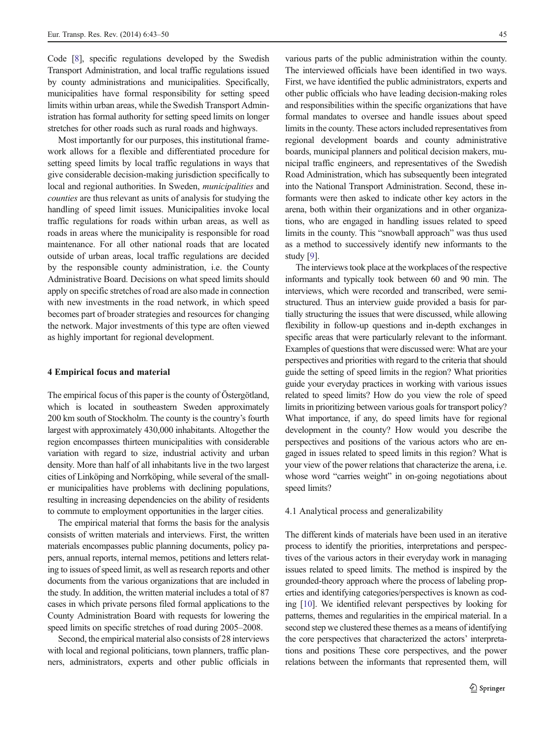Code [8], specific regulations developed by the Swedish Transport Administration, and local traffic regulations issued by county administrations and municipalities. Specifically, municipalities have formal responsibility for setting speed limits within urban areas, while the Swedish Transport Administration has formal authority for setting speed limits on longer stretches for other roads such as rural roads and highways.

Most importantly for our purposes, this institutional framework allows for a flexible and differentiated procedure for setting speed limits by local traffic regulations in ways that give considerable decision-making jurisdiction specifically to local and regional authorities. In Sweden, *municipalities* and *counties* are thus relevant as units of analysis for studying the handling of speed limit issues. Municipalities invoke local traffic regulations for roads within urban areas, as well as roads in areas where the municipality is responsible for road maintenance. For all other national roads that are located outside of urban areas, local traffic regulations are decided by the responsible county administration, i.e. the County Administrative Board. Decisions on what speed limits should apply on specific stretches of road are also made in connection with new investments in the road network, in which speed becomes part of broader strategies and resources for changing the network. Major investments of this type are often viewed as highly important for regional development.

## 4 Empirical focus and material

The empirical focus of this paper is the county of Östergötland, which is located in southeastern Sweden approximately 200 km south of Stockholm. The county is the country's fourth largest with approximately 430,000 inhabitants. Altogether the region encompasses thirteen municipalities with considerable variation with regard to size, industrial activity and urban density. More than half of all inhabitants live in the two largest cities of Linköping and Norrköping, while several of the smaller municipalities have problems with declining populations, resulting in increasing dependencies on the ability of residents to commute to employment opportunities in the larger cities.

The empirical material that forms the basis for the analysis consists of written materials and interviews. First, the written materials encompasses public planning documents, policy papers, annual reports, internal memos, petitions and letters relating to issues of speed limit, as well as research reports and other documents from the various organizations that are included in the study. In addition, the written material includes a total of 87 cases in which private persons filed formal applications to the County Administration Board with requests for lowering the speed limits on specific stretches of road during 2005–2008.

Second, the empirical material also consists of 28 interviews with local and regional politicians, town planners, traffic planners, administrators, experts and other public officials in various parts of the public administration within the county. The interviewed officials have been identified in two ways. First, we have identified the public administrators, experts and other public officials who have leading decision-making roles and responsibilities within the specific organizations that have formal mandates to oversee and handle issues about speed limits in the county. These actors included representatives from regional development boards and county administrative boards, municipal planners and political decision makers, municipal traffic engineers, and representatives of the Swedish Road Administration, which has subsequently been integrated into the National Transport Administration. Second, these informants were then asked to indicate other key actors in the arena, both within their organizations and in other organizations, who are engaged in handling issues related to speed limits in the county. This "snowball approach" was thus used as a method to successively identify new informants to the study [9].

The interviews took place at the workplaces of the respective informants and typically took between 60 and 90 min. The interviews, which were recorded and transcribed, were semi-structured. Thus an interview guide provided a basis for partially structuring the issues that were discussed, while allowing flexibility in follow-up questions and in-depth exchanges in specific areas that were particularly relevant to the informant. Examples of questions that were discussed were: What are your perspectives and priorities with regard to the criteria that should guide the setting of speed limits in the region? What priorities guide your everyday practices in working with various issues related to speed limits? How do you view the role of speed limits in prioritizing between various goals for transport policy? What importance, if any, do speed limits have for regional development in the county? How would you describe the perspectives and positions of the various actors who are engaged in issues related to speed limits in this region? What is your view of the power relations that characterize the arena, i.e. whose word "carries weight" in on-going negotiations about speed limits?

### 4.1 Analytical process and generalizability

The different kinds of materials have been used in an iterative process to identify the priorities, interpretations and perspectives of the various actors in their everyday work in managing issues related to speed limits. The method is inspired by the grounded-theory approach where the process of labeling properties and identifying categories/perspectives is known as coding [10]. We identified relevant perspectives by looking for patterns, themes and regularities in the empirical material. In a second step we clustered these themes as a means of identifying the core perspectives that characterized the actors' interpretations and positions These core perspectives, and the power relations between the informants that represented them, will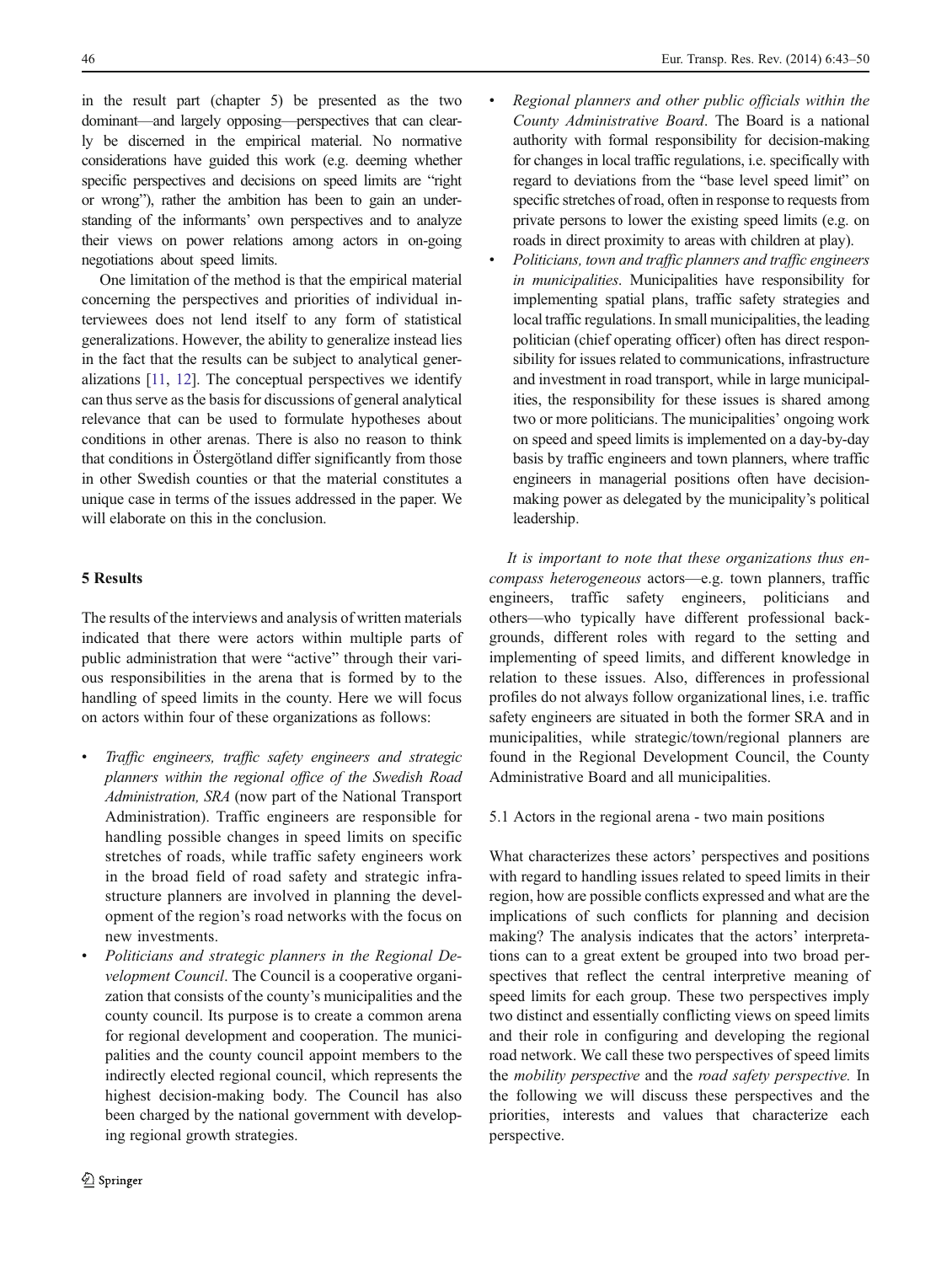in the result part (chapter 5) be presented as the two dominant—and largely opposing—perspectives that can clearly be discerned in the empirical material. No normative considerations have guided this work (e.g. deeming whether specific perspectives and decisions on speed limits are "right or wrong"), rather the ambition has been to gain an understanding of the informants' own perspectives and to analyze their views on power relations among actors in on-going negotiations about speed limits.

One limitation of the method is that the empirical material concerning the perspectives and priorities of individual interviewees does not lend itself to any form of statistical generalizations. However, the ability to generalize instead lies in the fact that the results can be subject to analytical generalizations [11, 12]. The conceptual perspectives we identify can thus serve as the basis for discussions of general analytical relevance that can be used to formulate hypotheses about conditions in other arenas. There is also no reason to think that conditions in Östergötland differ significantly from those in other Swedish counties or that the material constitutes a unique case in terms of the issues addressed in the paper. We will elaborate on this in the conclusion.

## 5 Results

The results of the interviews and analysis of written materials indicated that there were actors within multiple parts of public administration that were "active" through their various responsibilities in the arena that is formed by to the handling of speed limits in the county. Here we will focus on actors within four of these organizations as follows:

- *Traffic engineers, traffic safety engineers and strategic planners within the regional office of the Swedish Road Administration, SRA* (now part of the National Transport Administration). Traffic engineers are responsible for handling possible changes in speed limits on specific stretches of roads, while traffic safety engineers work in the broad field of road safety and strategic infrastructure planners are involved in planning the development of the region's road networks with the focus on new investments.
- *Politicians and strategic planners in the Regional Development Council*. The Council is a cooperative organization that consists of the county's municipalities and the county council. Its purpose is to create a common arena for regional development and cooperation. The municipalities and the county council appoint members to the indirectly elected regional council, which represents the highest decision-making body. The Council has also been charged by the national government with developing regional growth strategies.
- *Regional planners and other public officials within the County Administrative Board*. The Board is a national authority with formal responsibility for decision-making for changes in local traffic regulations, i.e. specifically with regard to deviations from the "base level speed limit" on specific stretches of road, often in response to requests from private persons to lower the existing speed limits (e.g. on roads in direct proximity to areas with children at play).
- *Politicians, town and traffic planners and traffic engineers in municipalities*. Municipalities have responsibility for implementing spatial plans, traffic safety strategies and local traffic regulations. In small municipalities, the leading politician (chief operating officer) often has direct responsibility for issues related to communications, infrastructure and investment in road transport, while in large municipalities, the responsibility for these issues is shared among two or more politicians. The municipalities' ongoing work on speed and speed limits is implemented on a day-by-day basis by traffic engineers and town planners, where traffic engineers in managerial positions often have decision-making power as delegated by the municipality's political leadership.

*It is important to note that these organizations thus encompass heterogeneous* actors—e.g. town planners, traffic engineers, traffic safety engineers, politicians and others—who typically have different professional backgrounds, different roles with regard to the setting and implementing of speed limits, and different knowledge in relation to these issues. Also, differences in professional profiles do not always follow organizational lines, i.e. traffic safety engineers are situated in both the former SRA and in municipalities, while strategic/town/regional planners are found in the Regional Development Council, the County Administrative Board and all municipalities.

### 5.1 Actors in the regional arena - two main positions

What characterizes these actors' perspectives and positions with regard to handling issues related to speed limits in their region, how are possible conflicts expressed and what are the implications of such conflicts for planning and decision making? The analysis indicates that the actors' interpretations can to a great extent be grouped into two broad perspectives that reflect the central interpretive meaning of speed limits for each group. These two perspectives imply two distinct and essentially conflicting views on speed limits and their role in configuring and developing the regional road network. We call these two perspectives of speed limits the *mobility perspective* and the *road safety perspective.* In the following we will discuss these perspectives and the priorities, interests and values that characterize each perspective.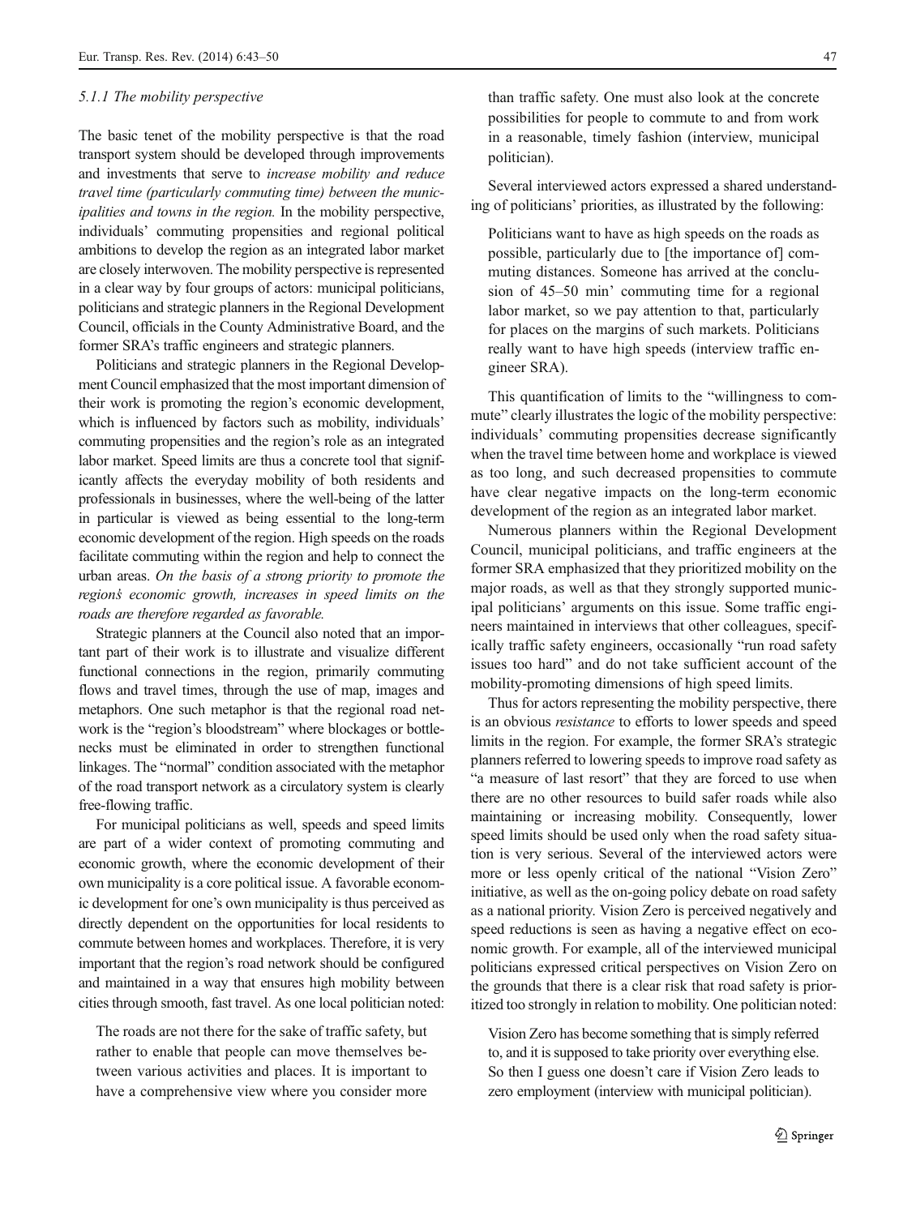#### 5.1.1 The mobility perspective

The basic tenet of the mobility perspective is that the road transport system should be developed through improvements and investments that serve to *increase mobility and reduce travel time (particularly commuting time) between the municipalities and towns in the region.* In the mobility perspective, individuals' commuting propensities and regional political ambitions to develop the region as an integrated labor market are closely interwoven. The mobility perspective is represented in a clear way by four groups of actors: municipal politicians, politicians and strategic planners in the Regional Development Council, officials in the County Administrative Board, and the former SRA's traffic engineers and strategic planners.

Politicians and strategic planners in the Regional Development Council emphasized that the most important dimension of their work is promoting the region's economic development, which is influenced by factors such as mobility, individuals' commuting propensities and the region's role as an integrated labor market. Speed limits are thus a concrete tool that significantly affects the everyday mobility of both residents and professionals in businesses, where the well-being of the latter in particular is viewed as being essential to the long-term economic development of the region. High speeds on the roads facilitate commuting within the region and help to connect the urban areas. *On the basis of a strong priority to promote the region's economic growth, increases in speed limits on the roads are therefore regarded as favorable.*

Strategic planners at the Council also noted that an important part of their work is to illustrate and visualize different functional connections in the region, primarily commuting flows and travel times, through the use of map, images and metaphors. One such metaphor is that the regional road network is the "region's bloodstream" where blockages or bottlenecks must be eliminated in order to strengthen functional linkages. The "normal" condition associated with the metaphor of the road transport network as a circulatory system is clearly free-flowing traffic.

For municipal politicians as well, speeds and speed limits are part of a wider context of promoting commuting and economic growth, where the economic development of their own municipality is a core political issue. A favorable economic development for one's own municipality is thus perceived as directly dependent on the opportunities for local residents to commute between homes and workplaces. Therefore, it is very important that the region's road network should be configured and maintained in a way that ensures high mobility between cities through smooth, fast travel. As one local politician noted:

> The roads are not there for the sake of traffic safety, but rather to enable that people can move themselves between various activities and places. It is important to have a comprehensive view where you consider more than traffic safety. One must also look at the concrete possibilities for people to commute to and from work in a reasonable, timely fashion (interview, municipal politician).

Several interviewed actors expressed a shared understanding of politicians' priorities, as illustrated by the following:

> Politicians want to have as high speeds on the roads as possible, particularly due to [the importance of] commuting distances. Someone has arrived at the conclusion of 45–50 min' commuting time for a regional labor market, so we pay attention to that, particularly for places on the margins of such markets. Politicians really want to have high speeds (interview traffic engineer SRA).

This quantification of limits to the "willingness to commute" clearly illustrates the logic of the mobility perspective: individuals' commuting propensities decrease significantly when the travel time between home and workplace is viewed as too long, and such decreased propensities to commute have clear negative impacts on the long-term economic development of the region as an integrated labor market.

Numerous planners within the Regional Development Council, municipal politicians, and traffic engineers at the former SRA emphasized that they prioritized mobility on the major roads, as well as that they strongly supported municipal politicians' arguments on this issue. Some traffic engineers maintained in interviews that other colleagues, specifically traffic safety engineers, occasionally "run road safety issues too hard" and do not take sufficient account of the mobility-promoting dimensions of high speed limits.

Thus for actors representing the mobility perspective, there is an obvious *resistance* to efforts to lower speeds and speed limits in the region. For example, the former SRA's strategic planners referred to lowering speeds to improve road safety as "a measure of last resort" that they are forced to use when there are no other resources to build safer roads while also maintaining or increasing mobility. Consequently, lower speed limits should be used only when the road safety situation is very serious. Several of the interviewed actors were more or less openly critical of the national "Vision Zero" initiative, as well as the on-going policy debate on road safety as a national priority. Vision Zero is perceived negatively and speed reductions is seen as having a negative effect on economic growth. For example, all of the interviewed municipal politicians expressed critical perspectives on Vision Zero on the grounds that there is a clear risk that road safety is prioritized too strongly in relation to mobility. One politician noted:

> Vision Zero has become something that is simply referred to, and it is supposed to take priority over everything else. So then I guess one doesn't care if Vision Zero leads to zero employment (interview with municipal politician).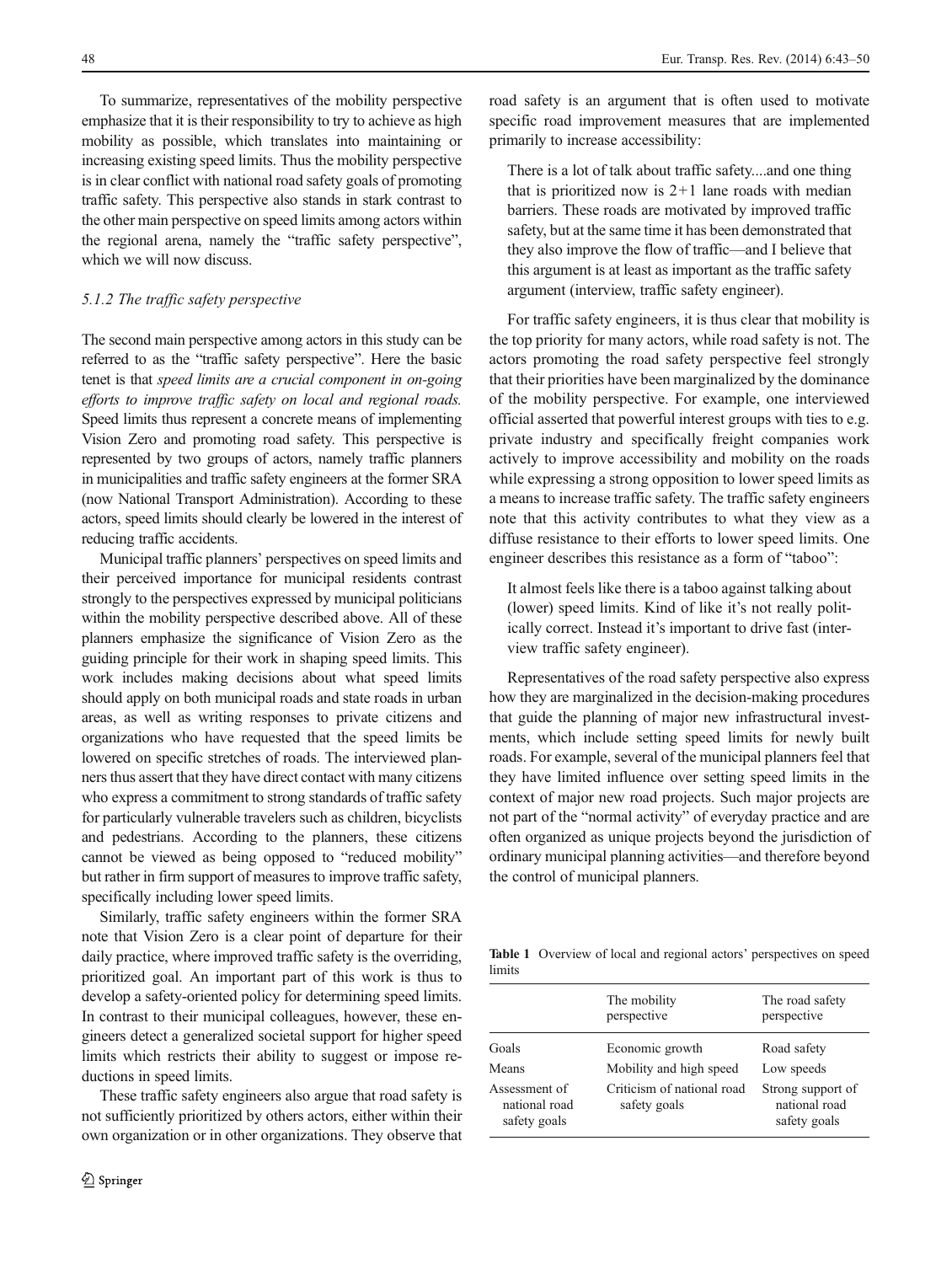To summarize, representatives of the mobility perspective emphasize that it is their responsibility to try to achieve as high mobility as possible, which translates into maintaining or increasing existing speed limits. Thus the mobility perspective is in clear conflict with national road safety goals of promoting traffic safety. This perspective also stands in stark contrast to the other main perspective on speed limits among actors within the regional arena, namely the "traffic safety perspective", which we will now discuss.

### 5.1.2 The traffic safety perspective

The second main perspective among actors in this study can be referred to as the "traffic safety perspective". Here the basic tenet is that *speed limits are a crucial component in on-going efforts to improve traffic safety on local and regional roads.* Speed limits thus represent a concrete means of implementing Vision Zero and promoting road safety. This perspective is represented by two groups of actors, namely traffic planners in municipalities and traffic safety engineers at the former SRA (now National Transport Administration). According to these actors, speed limits should clearly be lowered in the interest of reducing traffic accidents.

Municipal traffic planners' perspectives on speed limits and their perceived importance for municipal residents contrast strongly to the perspectives expressed by municipal politicians within the mobility perspective described above. All of these planners emphasize the significance of Vision Zero as the guiding principle for their work in shaping speed limits. This work includes making decisions about what speed limits should apply on both municipal roads and state roads in urban areas, as well as writing responses to private citizens and organizations who have requested that the speed limits be lowered on specific stretches of roads. The interviewed planners thus assert that they have direct contact with many citizens who express a commitment to strong standards of traffic safety for particularly vulnerable travelers such as children, bicyclists and pedestrians. According to the planners, these citizens cannot be viewed as being opposed to "reduced mobility" but rather in firm support of measures to improve traffic safety, specifically including lower speed limits.

Similarly, traffic safety engineers within the former SRA note that Vision Zero is a clear point of departure for their daily practice, where improved traffic safety is the overriding, prioritized goal. An important part of this work is thus to develop a safety-oriented policy for determining speed limits. In contrast to their municipal colleagues, however, these engineers detect a generalized societal support for higher speed limits which restricts their ability to suggest or impose reductions in speed limits.

These traffic safety engineers also argue that road safety is not sufficiently prioritized by others actors, either within their own organization or in other organizations. They observe that road safety is an argument that is often used to motivate specific road improvement measures that are implemented primarily to increase accessibility:

> There is a lot of talk about traffic safety....and one thing that is prioritized now is 2+1 lane roads with median barriers. These roads are motivated by improved traffic safety, but at the same time it has been demonstrated that they also improve the flow of traffic—and I believe that this argument is at least as important as the traffic safety argument (interview, traffic safety engineer).

For traffic safety engineers, it is thus clear that mobility is the top priority for many actors, while road safety is not. The actors promoting the road safety perspective feel strongly that their priorities have been marginalized by the dominance of the mobility perspective. For example, one interviewed official asserted that powerful interest groups with ties to e.g. private industry and specifically freight companies work actively to improve accessibility and mobility on the roads while expressing a strong opposition to lower speed limits as a means to increase traffic safety. The traffic safety engineers note that this activity contributes to what they view as a diffuse resistance to their efforts to lower speed limits. One engineer describes this resistance as a form of "taboo":

> It almost feels like there is a taboo against talking about (lower) speed limits. Kind of like it's not really politically correct. Instead it's important to drive fast (interview traffic safety engineer).

Representatives of the road safety perspective also express how they are marginalized in the decision-making procedures that guide the planning of major new infrastructural investments, which include setting speed limits for newly built roads. For example, several of the municipal planners feel that they have limited influence over setting speed limits in the context of major new road projects. Such major projects are not part of the "normal activity" of everyday practice and are often organized as unique projects beyond the jurisdiction of ordinary municipal planning activities—and therefore beyond the control of municipal planners.

**Table 1** Overview of local and regional actors' perspectives on speed limits

| | The mobility perspective | The road safety perspective |
|---|---|---|
| Goals | Economic growth | Road safety |
| Means | Mobility and high speed | Low speeds |
| Assessment of national road safety goals | Criticism of national road safety goals | Strong support of national road safety goals |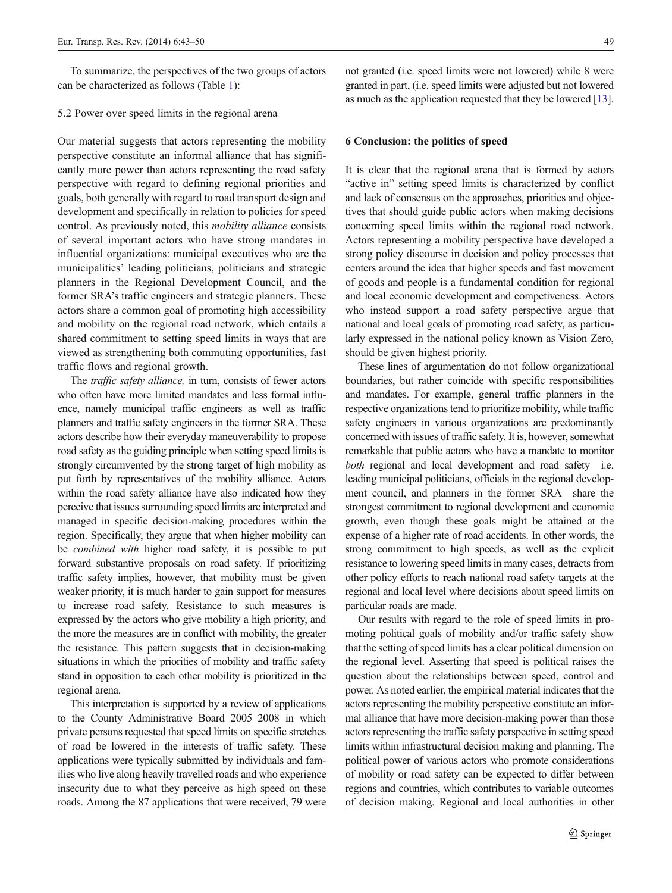To summarize, the perspectives of the two groups of actors can be characterized as follows (Table 1):

### 5.2 Power over speed limits in the regional arena

Our material suggests that actors representing the mobility perspective constitute an informal alliance that has significantly more power than actors representing the road safety perspective with regard to defining regional priorities and goals, both generally with regard to road transport design and development and specifically in relation to policies for speed control. As previously noted, this *mobility alliance* consists of several important actors who have strong mandates in influential organizations: municipal executives who are the municipalities' leading politicians, politicians and strategic planners in the Regional Development Council, and the former SRA's traffic engineers and strategic planners. These actors share a common goal of promoting high accessibility and mobility on the regional road network, which entails a shared commitment to setting speed limits in ways that are viewed as strengthening both commuting opportunities, fast traffic flows and regional growth.

The *traffic safety alliance,* in turn, consists of fewer actors who often have more limited mandates and less formal influence, namely municipal traffic engineers as well as traffic planners and traffic safety engineers in the former SRA. These actors describe how their everyday maneuverability to propose road safety as the guiding principle when setting speed limits is strongly circumvented by the strong target of high mobility as put forth by representatives of the mobility alliance. Actors within the road safety alliance have also indicated how they perceive that issues surrounding speed limits are interpreted and managed in specific decision-making procedures within the region. Specifically, they argue that when higher mobility can be *combined with* higher road safety, it is possible to put forward substantive proposals on road safety. If prioritizing traffic safety implies, however, that mobility must be given weaker priority, it is much harder to gain support for measures to increase road safety. Resistance to such measures is expressed by the actors who give mobility a high priority, and the more the measures are in conflict with mobility, the greater the resistance. This pattern suggests that in decision-making situations in which the priorities of mobility and traffic safety stand in opposition to each other mobility is prioritized in the regional arena.

This interpretation is supported by a review of applications to the County Administrative Board 2005–2008 in which private persons requested that speed limits on specific stretches of road be lowered in the interests of traffic safety. These applications were typically submitted by individuals and families who live along heavily travelled roads and who experience insecurity due to what they perceive as high speed on these roads. Among the 87 applications that were received, 79 were not granted (i.e. speed limits were not lowered) while 8 were granted in part, (i.e. speed limits were adjusted but not lowered as much as the application requested that they be lowered [13].

## 6 Conclusion: the politics of speed

It is clear that the regional arena that is formed by actors "active in" setting speed limits is characterized by conflict and lack of consensus on the approaches, priorities and objectives that should guide public actors when making decisions concerning speed limits within the regional road network. Actors representing a mobility perspective have developed a strong policy discourse in decision and policy processes that centers around the idea that higher speeds and fast movement of goods and people is a fundamental condition for regional and local economic development and competiveness. Actors who instead support a road safety perspective argue that national and local goals of promoting road safety, as particularly expressed in the national policy known as Vision Zero, should be given highest priority.

These lines of argumentation do not follow organizational boundaries, but rather coincide with specific responsibilities and mandates. For example, general traffic planners in the respective organizations tend to prioritize mobility, while traffic safety engineers in various organizations are predominantly concerned with issues of traffic safety. It is, however, somewhat remarkable that public actors who have a mandate to monitor *both* regional and local development and road safety—i.e. leading municipal politicians, officials in the regional development council, and planners in the former SRA—share the strongest commitment to regional development and economic growth, even though these goals might be attained at the expense of a higher rate of road accidents. In other words, the strong commitment to high speeds, as well as the explicit resistance to lowering speed limits in many cases, detracts from other policy efforts to reach national road safety targets at the regional and local level where decisions about speed limits on particular roads are made.

Our results with regard to the role of speed limits in promoting political goals of mobility and/or traffic safety show that the setting of speed limits has a clear political dimension on the regional level. Asserting that speed is political raises the question about the relationships between speed, control and power. As noted earlier, the empirical material indicates that the actors representing the mobility perspective constitute an informal alliance that have more decision-making power than those actors representing the traffic safety perspective in setting speed limits within infrastructural decision making and planning. The political power of various actors who promote considerations of mobility or road safety can be expected to differ between regions and countries, which contributes to variable outcomes of decision making. Regional and local authorities in other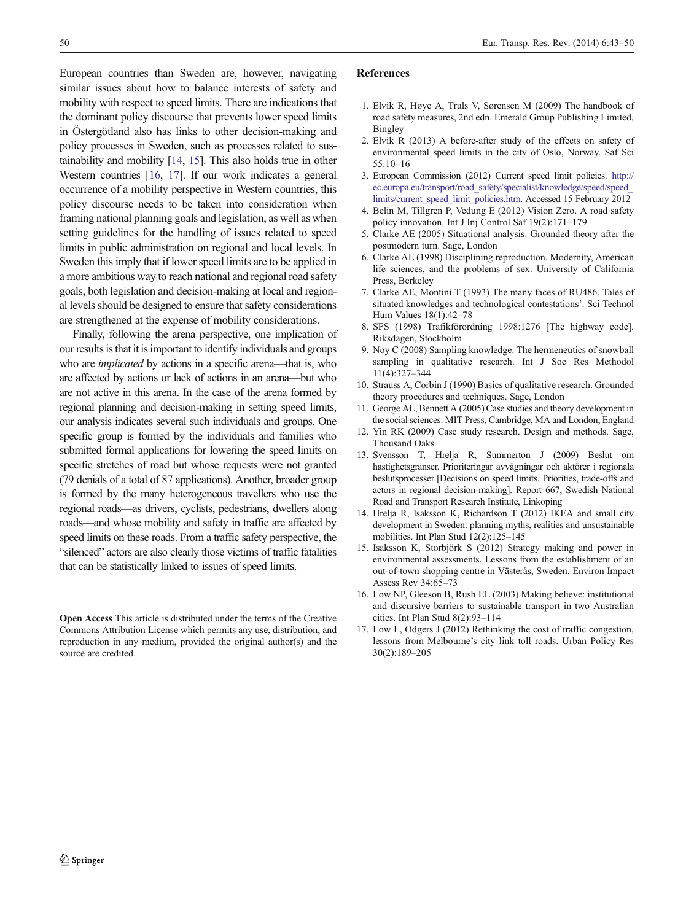European countries than Sweden are, however, navigating similar issues about how to balance interests of safety and mobility with respect to speed limits. There are indications that the dominant policy discourse that prevents lower speed limits in Östergötland also has links to other decision-making and policy processes in Sweden, such as processes related to sustainability and mobility [14, 15]. This also holds true in other Western countries [16, 17]. If our work indicates a general occurrence of a mobility perspective in Western countries, this policy discourse needs to be taken into consideration when framing national planning goals and legislation, as well as when setting guidelines for the handling of issues related to speed limits in public administration on regional and local levels. In Sweden this imply that if lower speed limits are to be applied in a more ambitious way to reach national and regional road safety goals, both legislation and decision-making at local and regional levels should be designed to ensure that safety considerations are strengthened at the expense of mobility considerations.

Finally, following the arena perspective, one implication of our results is that it is important to identify individuals and groups who are *implicated* by actions in a specific arena—that is, who are affected by actions or lack of actions in an arena—but who are not active in this arena. In the case of the arena formed by regional planning and decision-making in setting speed limits, our analysis indicates several such individuals and groups. One specific group is formed by the individuals and families who submitted formal applications for lowering the speed limits on specific stretches of road but whose requests were not granted (79 denials of a total of 87 applications). Another, broader group is formed by the many heterogeneous travellers who use the regional roads—as drivers, cyclists, pedestrians, dwellers along roads—and whose mobility and safety in traffic are affected by speed limits on these roads. From a traffic safety perspective, the "silenced" actors are also clearly those victims of traffic fatalities that can be statistically linked to issues of speed limits.

**Open Access** This article is distributed under the terms of the Creative Commons Attribution License which permits any use, distribution, and reproduction in any medium, provided the original author(s) and the source are credited.

## References

1. Elvik R, Høye A, Truls V, Sørensen M (2009) The handbook of road safety measures, 2nd edn. Emerald Group Publishing Limited, Bingley
2. Elvik R (2013) A before-after study of the effects on safety of environmental speed limits in the city of Oslo, Norway. Saf Sci 55:10–16
3. European Commission (2012) Current speed limit policies. http://ec.europa.eu/transport/road_safety/specialist/knowledge/speed/speed_limits/current_speed_limit_policies.htm. Accessed 15 February 2012
4. Belin M, Tillgren P, Vedung E (2012) Vision Zero. A road safety policy innovation. Int J Inj Control Saf 19(2):171–179
5. Clarke AE (2005) Situational analysis. Grounded theory after the postmodern turn. Sage, London
6. Clarke AE (1998) Disciplining reproduction. Modernity, American life sciences, and the problems of sex. University of California Press, Berkeley
7. Clarke AE, Montini T (1993) The many faces of RU486. Tales of situated knowledges and technological contestations'. Sci Technol Hum Values 18(1):42–78
8. SFS (1998) Trafikförordning 1998:1276 [The highway code]. Riksdagen, Stockholm
9. Noy C (2008) Sampling knowledge. The hermeneutics of snowball sampling in qualitative research. Int J Soc Res Methodol 11(4):327–344
10. Strauss A, Corbin J (1990) Basics of qualitative research. Grounded theory procedures and techniques. Sage, London
11. George AL, Bennett A (2005) Case studies and theory development in the social sciences. MIT Press, Cambridge, MA and London, England
12. Yin RK (2009) Case study research. Design and methods. Sage, Thousand Oaks
13. Svensson T, Hrelja R, Summerton J (2009) Beslut om hastighetsgränser. Prioriteringar avvägningar och aktörer i regionala beslutsprocesser [Decisions on speed limits. Priorities, trade-offs and actors in regional decision-making]. Report 667, Swedish National Road and Transport Research Institute, Linköping
14. Hrelja R, Isaksson K, Richardson T (2012) IKEA and small city development in Sweden: planning myths, realities and unsustainable mobilities. Int Plan Stud 12(2):125–145
15. Isaksson K, Storbjörk S (2012) Strategy making and power in environmental assessments. Lessons from the establishment of an out-of-town shopping centre in Västerås, Sweden. Environ Impact Assess Rev 34:65–73
16. Low NP, Gleeson B, Rush EL (2003) Making believe: institutional and discursive barriers to sustainable transport in two Australian cities. Int Plan Stud 8(2):93–114
17. Low L, Odgers J (2012) Rethinking the cost of traffic congestion, lessons from Melbourne's city link toll roads. Urban Policy Res 30(2):189–205